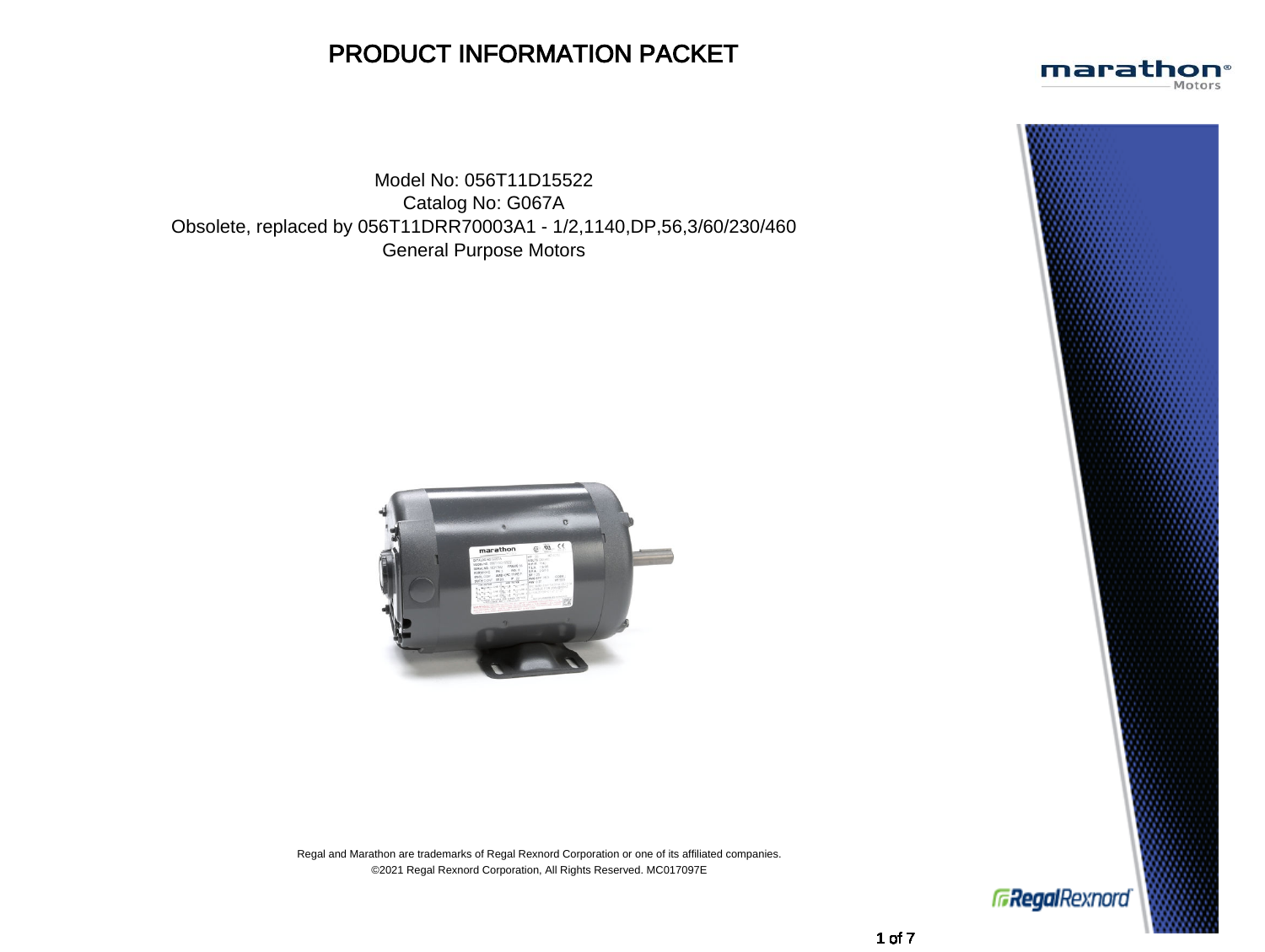# PRODUCT INFORMATION PACKET

Model No: 056T11D15522
Catalog No: G067A
Obsolete, replaced by 056T11DRR70003A1 - 1/2,1140,DP,56,3/60/230/460
General Purpose Motors

Regal and Marathon are trademarks of Regal Rexnord Corporation or one of its affiliated companies.
©2021 Regal Rexnord Corporation, All Rights Reserved. MC017097E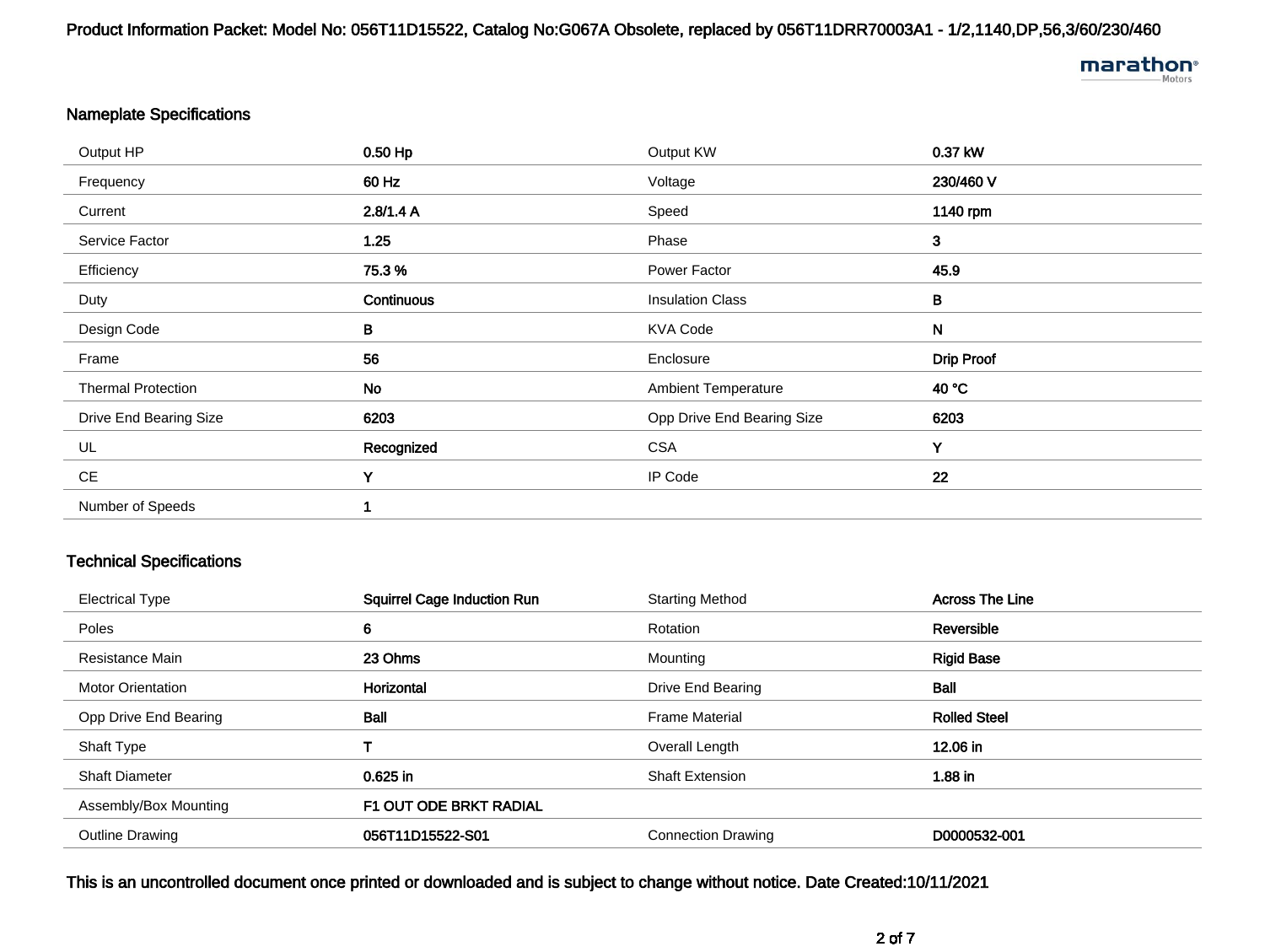Product Information Packet: Model No: 056T11D15522, Catalog No:G067A Obsolete, replaced by 056T11DRR70003A1 - 1/2,1140,DP,56,3/60/230/460

## Nameplate Specifications

| | | | |
|---|---|---|---|
| Output HP | **0.50 Hp** | Output KW | **0.37 kW** |
| Frequency | **60 Hz** | Voltage | **230/460 V** |
| Current | **2.8/1.4 A** | Speed | **1140 rpm** |
| Service Factor | **1.25** | Phase | **3** |
| Efficiency | **75.3 %** | Power Factor | **45.9** |
| Duty | **Continuous** | Insulation Class | **B** |
| Design Code | **B** | KVA Code | **N** |
| Frame | **56** | Enclosure | **Drip Proof** |
| Thermal Protection | **No** | Ambient Temperature | **40 °C** |
| Drive End Bearing Size | **6203** | Opp Drive End Bearing Size | **6203** |
| UL | **Recognized** | CSA | **Y** |
| CE | **Y** | IP Code | **22** |
| Number of Speeds | **1** | | |

## Technical Specifications

| | | | |
|---|---|---|---|
| Electrical Type | **Squirrel Cage Induction Run** | Starting Method | **Across The Line** |
| Poles | **6** | Rotation | **Reversible** |
| Resistance Main | **23 Ohms** | Mounting | **Rigid Base** |
| Motor Orientation | **Horizontal** | Drive End Bearing | **Ball** |
| Opp Drive End Bearing | **Ball** | Frame Material | **Rolled Steel** |
| Shaft Type | **T** | Overall Length | **12.06 in** |
| Shaft Diameter | **0.625 in** | Shaft Extension | **1.88 in** |
| Assembly/Box Mounting | **F1 OUT ODE BRKT RADIAL** | | |
| Outline Drawing | **056T11D15522-S01** | Connection Drawing | **D0000532-001** |

This is an uncontrolled document once printed or downloaded and is subject to change without notice. Date Created:10/11/2021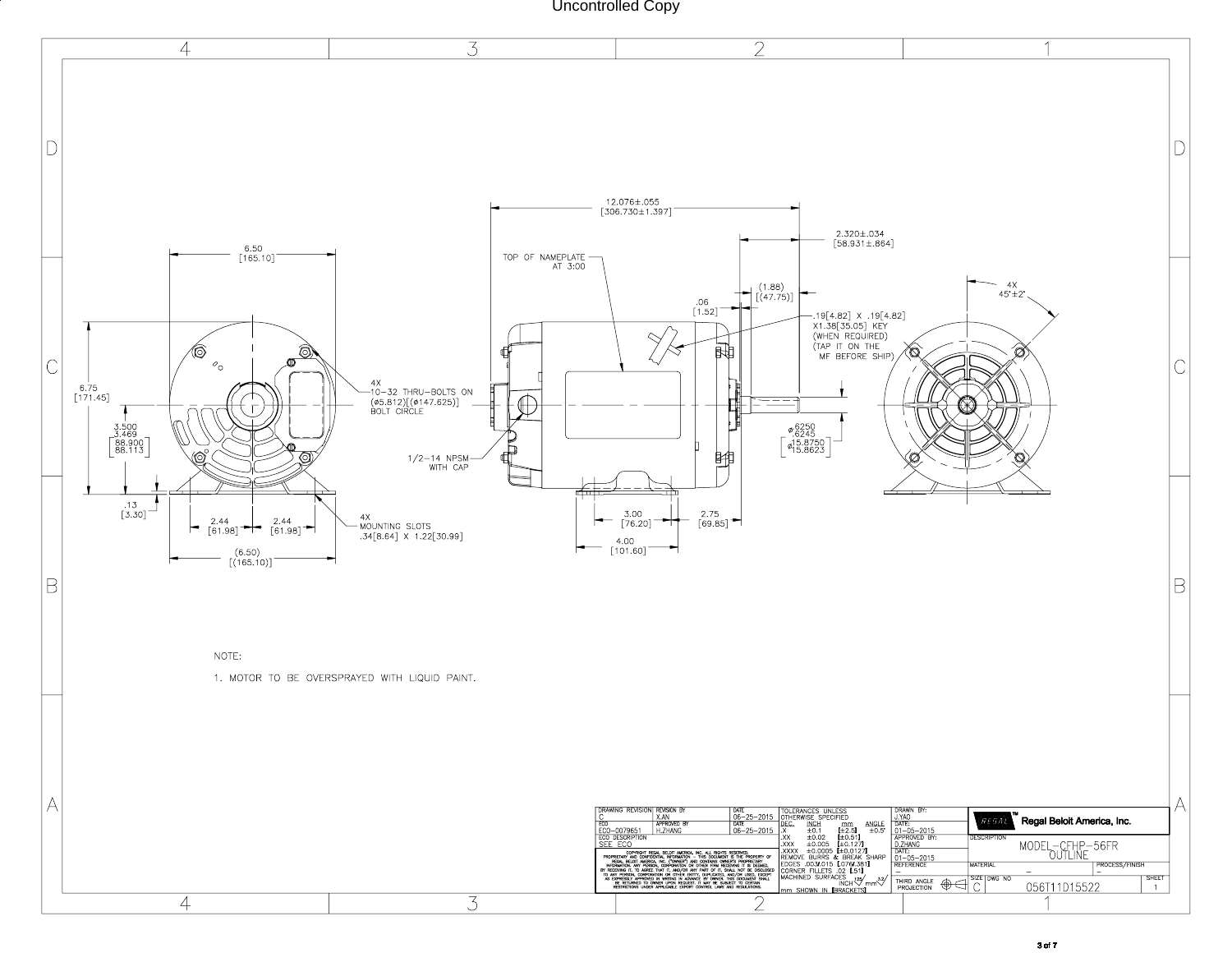Uncontrolled Copy

12.076±.055 [306.730±1.397]

2.320±.034 [58.931±.864]

6.50 [165.10]

TOP OF NAMEPLATE AT 3:00

(1.88) [(47.75)]

.06 [1.52]

.19[4.82] X .19[4.82] X1.38[35.05] KEY (WHEN REQUIRED) (TAP IT ON THE MF BEFORE SHIP)

4X 45°±2°

6.75 [171.45]

4X 10-32 THRU-BOLTS ON (ø5.812)[(ø147.625)] BOLT CIRCLE

3.500 3.469 [88.900 88.113]

1/2-14 NPSM WITH CAP

ø.6250 .6245 [ø15.8750 15.8623]

.13 [3.30]

4X MOUNTING SLOTS .34[8.64] X 1.22[30.99]

2.44 [61.98]

2.44 [61.98]

3.00 [76.20]

2.75 [69.85]

4.00 [101.60]

(6.50) [(165.10)]

NOTE:

1. MOTOR TO BE OVERSPRAYED WITH LIQUID PAINT.

| DRAWING REVISION | REVISION BY | DATE |
|---|---|---|
| C | X.AN | 06-25-2015 |
| ECO | APPROVED BY | DATE |
| ECO-0079651 | H.ZHANG | 06-25-2015 |
| ECO DESCRIPTION | | |
| SEE ECO | | |

COPYRIGHT REGAL BELOIT AMERICA, INC. ALL RIGHTS RESERVED. PROPRIETARY AND CONFIDENTIAL INFORMATION - THIS DOCUMENT IS THE PROPERTY OF REGAL BELOIT AMERICA, INC. ("OWNER") AND CONTAINS OWNER'S PROPRIETARY INFORMATION. ANY PERSON, CORPORATION OR OTHER FIRM RECEIVING IT BE DEEMED, BY RECEIVING IT, TO AGREE THAT IT, AND/OR ANY PART OF IT, SHALL NOT BE DISCLOSED TO ANY PERSON, CORPORATION OR OTHER ENTITY, DUPLICATED, AND/OR USED, EXCEPT AS EXPRESSLY APPROVED IN WRITING IN ADVANCE BY OWNER. THIS DOCUMENT SHALL BE RETURNED TO OWNER UPON REQUEST. IT MAY BE SUBJECT TO CERTAIN RESTRICTIONS UNDER APPLICABLE EXPORT CONTROL LAWS AND REGULATIONS.

TOLERANCES UNLESS OTHERWISE SPECIFIED

| DEC. | INCH | mm | ANGLE |
|---|---|---|---|
| .X | ±0.1 | [±2.5] | ±0.5° |
| .XX | ±0.02 | [±0.51] | |
| .XXX | ±0.005 | [±0.127] | |
| .XXXX | ±0.0005 | [±0.0127] | |

REMOVE BURRS & BREAK SHARP EDGES .003/.015 [.076/.381]
CORNER FILLETS .02 [.51]
MACHINED SURFACES 125/ INCH 3.2/ mm
mm SHOWN IN [BRACKETS]

DRAWN BY: J.YAO
DATE: 01-05-2015
APPROVED BY: D.ZHANG
DATE: 01-05-2015
REFERENCE: -
THIRD ANGLE PROJECTION

Regal Beloit America, Inc.

DESCRIPTION: MODEL-CFHP-56FR OUTLINE

MATERIAL: -
PROCESS/FINISH: -

SIZE: C
DWG NO: 056T11D15522
SHEET: 1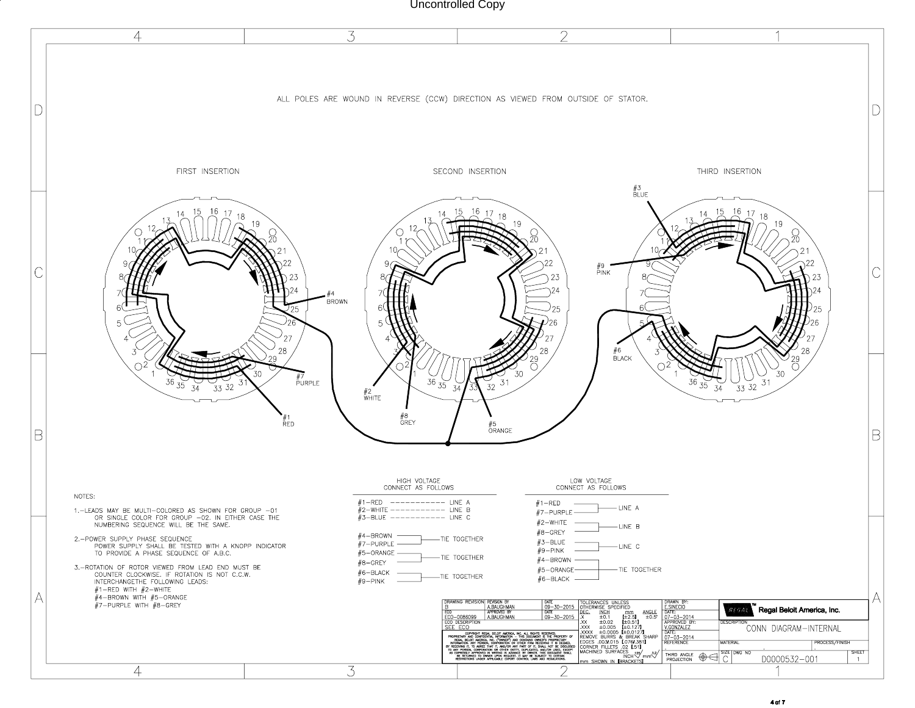Uncontrolled Copy

ALL POLES ARE WOUND IN REVERSE (CCW) DIRECTION AS VIEWED FROM OUTSIDE OF STATOR.

FIRST INSERTION

SECOND INSERTION

THIRD INSERTION

#1 RED

#2 WHITE

#3 BLUE

#4 BROWN

#5 ORANGE

#6 BLACK

#7 PURPLE

#8 GREY

#9 PINK

NOTES:

1.-LEADS MAY BE MULTI-COLORED AS SHOWN FOR GROUP -01 OR SINGLE COLOR FOR GROUP -02. IN EITHER CASE THE NUMBERING SEQUENCE WILL BE THE SAME.

2.-POWER SUPPLY PHASE SEQUENCE
POWER SUPPLY SHALL BE TESTED WITH A KNOPP INDICATOR TO PROVIDE A PHASE SEQUENCE OF A.B.C.

3.-ROTATION OF ROTOR VIEWED FROM LEAD END MUST BE COUNTER CLOCKWISE. IF ROTATION IS NOT C.C.W. INTERCHANGETHE FOLLOWING LEADS:
#1-RED WITH #2-WHITE
#4-BROWN WITH #5-ORANGE
#7-PURPLE WITH #8-GREY

HIGH VOLTAGE
CONNECT AS FOLLOWS

| Leads | Connection |
|---|---|
| #1-RED | LINE A |
| #2-WHITE | LINE B |
| #3-BLUE | LINE C |
| #4-BROWN, #7-PURPLE | TIE TOGETHER |
| #5-ORANGE, #8-GREY | TIE TOGETHER |
| #6-BLACK, #9-PINK | TIE TOGETHER |

LOW VOLTAGE
CONNECT AS FOLLOWS

| Leads | Connection |
|---|---|
| #1-RED, #7-PURPLE | LINE A |
| #2-WHITE, #8-GREY | LINE B |
| #3-BLUE, #9-PINK | LINE C |
| #4-BROWN, #5-ORANGE, #6-BLACK | TIE TOGETHER |

| DRAWING REVISION | REVISION BY | DATE |
|---|---|---|
| B | A.BAUGHMAN | 09-30-2015 |
| ECO | APPROVED BY | DATE |
| ECO-0086099 | A.BAUGHMAN | 09-30-2015 |
| ECO DESCRIPTION | | |
| SEE ECO | | |

COPYRIGHT REGAL BELOIT AMERICA, INC. ALL RIGHTS RESERVED. PROPRIETARY AND CONFIDENTIAL INFORMATION - THIS DOCUMENT IS THE PROPERTY OF REGAL BELOIT AMERICA, INC. ("OWNER") AND CONTAINS OWNER'S PROPRIETARY INFORMATION. ANY PERSON, CORPORATION OR OTHER FIRM RECEIVING IT BE DEEMED, BY RECEIVING IT, TO AGREE THAT IT, AND/OR ANY PART OF IT, SHALL NOT BE DISCLOSED TO ANY PERSON, CORPORATION OR OTHER ENTITY, DUPLICATED, AND/OR USED, EXCEPT AS EXPRESSLY APPROVED IN WRITING IN ADVANCE BY OWNER. THIS DOCUMENT SHALL BE RETURNED TO OWNER UPON REQUEST. IT MAY BE SUBJECT TO CERTAIN RESTRICTIONS UNDER APPLICABLE EXPORT CONTROL LAWS AND REGULATIONS.

TOLERANCES UNLESS OTHERWISE SPECIFIED

| DEC. | INCH | mm | ANGLE |
|---|---|---|---|
| .X | ±0.1 | [±2.5] | ±0.5° |
| .XX | ±0.02 | [±0.51] | |
| .XXX | ±0.005 | [±0.127] | |
| .XXXX | ±0.0005 | [±0.0127] | |

REMOVE BURRS & BREAK SHARP EDGES .003/.015 [.076/.381]
CORNER FILLETS .02 [.51]
MACHINED SURFACES 125/ INCH 3.2/ mm
mm SHOWN IN [BRACKETS]

DRAWN BY: E.SINECIO
DATE: 07-03-2014
APPROVED BY: V.GONZALEZ
DATE: 07-03-2014
REFERENCE
THIRD ANGLE PROJECTION

Regal Beloit America, Inc.

DESCRIPTION: CONN DIAGRAM-INTERNAL

MATERIAL: -
PROCESS/FINISH: -

SIZE: C
DWG NO: D0000532-001
SHEET: 1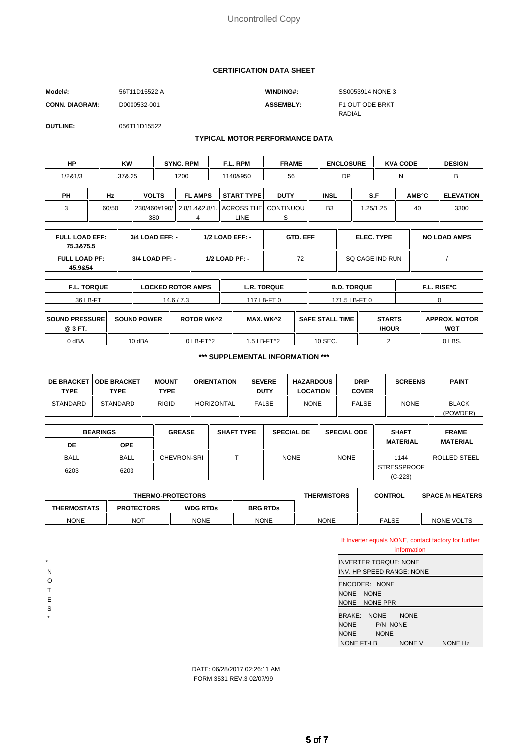Uncontrolled Copy

## CERTIFICATION DATA SHEET

| | | | |
|---|---|---|---|
| **Model#:** | 56T11D15522 A | **WINDING#:** | SS0053914 NONE 3 |
| **CONN. DIAGRAM:** | D0000532-001 | **ASSEMBLY:** | F1 OUT ODE BRKT RADIAL |
| **OUTLINE:** | 056T11D15522 | | |

## TYPICAL MOTOR PERFORMANCE DATA

| HP | KW | SYNC. RPM | F.L. RPM | FRAME | ENCLOSURE | KVA CODE | DESIGN |
|---|---|---|---|---|---|---|---|
| 1/2&1/3 | .37&.25 | 1200 | 1140&950 | 56 | DP | N | B |

| PH | Hz | VOLTS | FL AMPS | START TYPE | DUTY | INSL | S.F | AMB°C | ELEVATION |
|---|---|---|---|---|---|---|---|---|---|
| 3 | 60/50 | 230/460#190/380 | 2.8/1.4&2.8/1.4 | ACROSS THE LINE | CONTINUOUS | B3 | 1.25/1.25 | 40 | 3300 |

| FULL LOAD EFF: 75.3&75.5 | 3/4 LOAD EFF: - | 1/2 LOAD EFF: - | GTD. EFF | ELEC. TYPE | NO LOAD AMPS |
|---|---|---|---|---|---|
| **FULL LOAD PF: 45.9&54** | **3/4 LOAD PF: -** | **1/2 LOAD PF: -** | 72 | SQ CAGE IND RUN | / |

| F.L. TORQUE | LOCKED ROTOR AMPS | L.R. TORQUE | B.D. TORQUE | F.L. RISE°C |
|---|---|---|---|---|
| 36 LB-FT | 14.6 / 7.3 | 117 LB-FT 0 | 171.5 LB-FT 0 | 0 |

| SOUND PRESSURE @ 3 FT. | SOUND POWER | ROTOR WK^2 | MAX. WK^2 | SAFE STALL TIME | STARTS /HOUR | APPROX. MOTOR WGT |
|---|---|---|---|---|---|---|
| 0 dBA | 10 dBA | 0 LB-FT^2 | 1.5 LB-FT^2 | 10 SEC. | 2 | 0 LBS. |

### *** SUPPLEMENTAL INFORMATION ***

| DE BRACKET TYPE | ODE BRACKET TYPE | MOUNT TYPE | ORIENTATION | SEVERE DUTY | HAZARDOUS LOCATION | DRIP COVER | SCREENS | PAINT |
|---|---|---|---|---|---|---|---|---|
| STANDARD | STANDARD | RIGID | HORIZONTAL | FALSE | NONE | FALSE | NONE | BLACK (POWDER) |

| BEARINGS | | GREASE | SHAFT TYPE | SPECIAL DE | SPECIAL ODE | SHAFT MATERIAL | FRAME MATERIAL |
|---|---|---|---|---|---|---|---|
| DE | ODE | | | | | | |
| BALL | BALL | CHEVRON-SRI | T | NONE | NONE | 1144 STRESSPROOF (C-223) | ROLLED STEEL |
| 6203 | 6203 | | | | | | |

| THERMO-PROTECTORS | | | | THERMISTORS | CONTROL | SPACE /n HEATERS |
|---|---|---|---|---|---|---|
| THERMOSTATS | PROTECTORS | WDG RTDs | BRG RTDs | | | |
| NONE | NOT | NONE | NONE | NONE | FALSE | NONE VOLTS |

*NOTES*

If Inverter equals NONE, contact factory for further information

INVERTER TORQUE: NONE
INV. HP SPEED RANGE: NONE

ENCODER: NONE
NONE NONE
NONE NONE PPR

BRAKE: NONE NONE
NONE P/N NONE
NONE NONE
NONE FT-LB NONE V NONE Hz

DATE: 06/28/2017 02:26:11 AM
FORM 3531 REV.3 02/07/99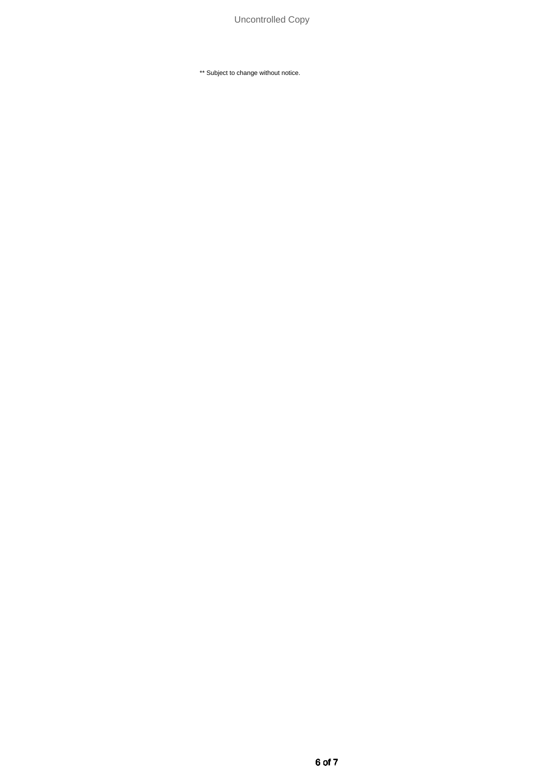** Subject to change without notice.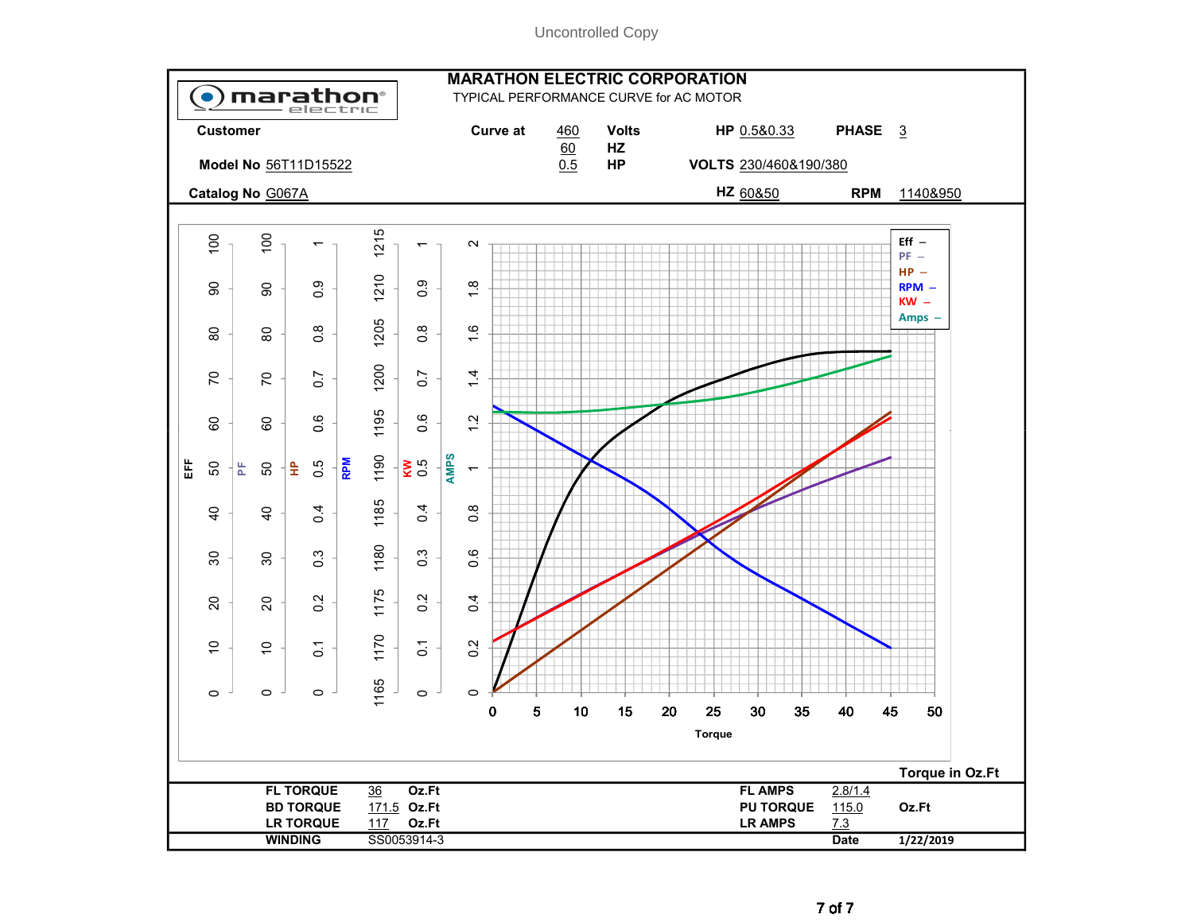Uncontrolled Copy

# MARATHON ELECTRIC CORPORATION

TYPICAL PERFORMANCE CURVE for AC MOTOR

marathon electric

| | | | | | | |
|---|---|---|---|---|---|---|
| **Customer** | | **Curve at** | 460 **Volts** | **HP** 0.5&0.33 | **PHASE** | 3 |
| | | | 60 **HZ** | | | |
| **Model No** | 56T11D15522 | | 0.5 **HP** | **VOLTS** 230/460&190/380 | | |
| **Catalog No** | G067A | | | **HZ** 60&50 | **RPM** | 1140&950 |

EFF: 0 10 20 30 40 50 60 70 80 90 100

PF: 0 10 20 30 40 50 60 70 80 90 100

HP: 0 0.1 0.2 0.3 0.4 0.5 0.6 0.7 0.8 0.9 1

RPM: 1165 1170 1175 1180 1185 1190 1195 1200 1205 1210 1215

KW: 0 0.1 0.2 0.3 0.4 0.5 0.6 0.7 0.8 0.9 1

AMPS: 0 0.2 0.4 0.6 0.8 1 1.2 1.4 1.6 1.8 2

Torque: 0 5 10 15 20 25 30 35 40 45 50

Eff – PF – HP – RPM – KW – Amps –

Torque in Oz.Ft

| | | | | | |
|---|---|---|---|---|---|
| **FL TORQUE** | 36 | Oz.Ft | **FL AMPS** | 2.8/1.4 | |
| **BD TORQUE** | 171.5 | Oz.Ft | **PU TORQUE** | 115.0 | Oz.Ft |
| **LR TORQUE** | 117 | Oz.Ft | **LR AMPS** | 7.3 | |
| **WINDING** | SS0053914-3 | | **Date** | 1/22/2019 | |